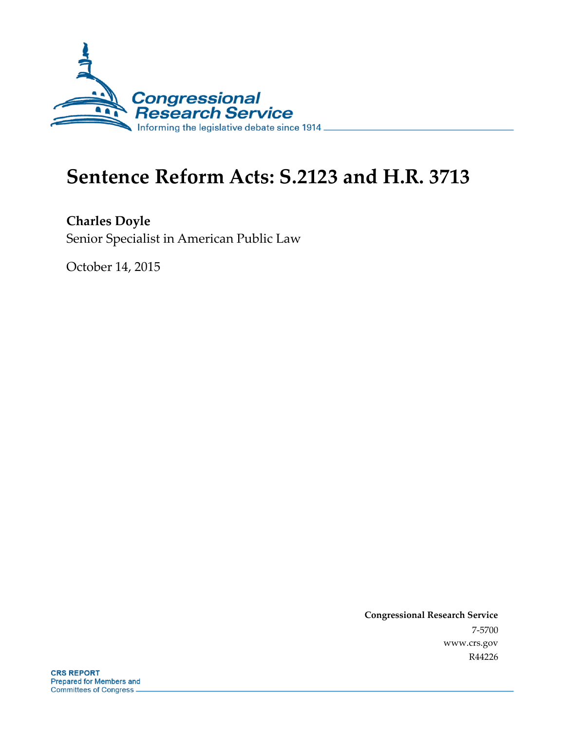Congressional Research Service
Informing the legislative debate since 1914

# Sentence Reform Acts: S.2123 and H.R. 3713

**Charles Doyle**
Senior Specialist in American Public Law

October 14, 2015

**Congressional Research Service**
7-5700
www.crs.gov
R44226

**CRS REPORT**
Prepared for Members and
Committees of Congress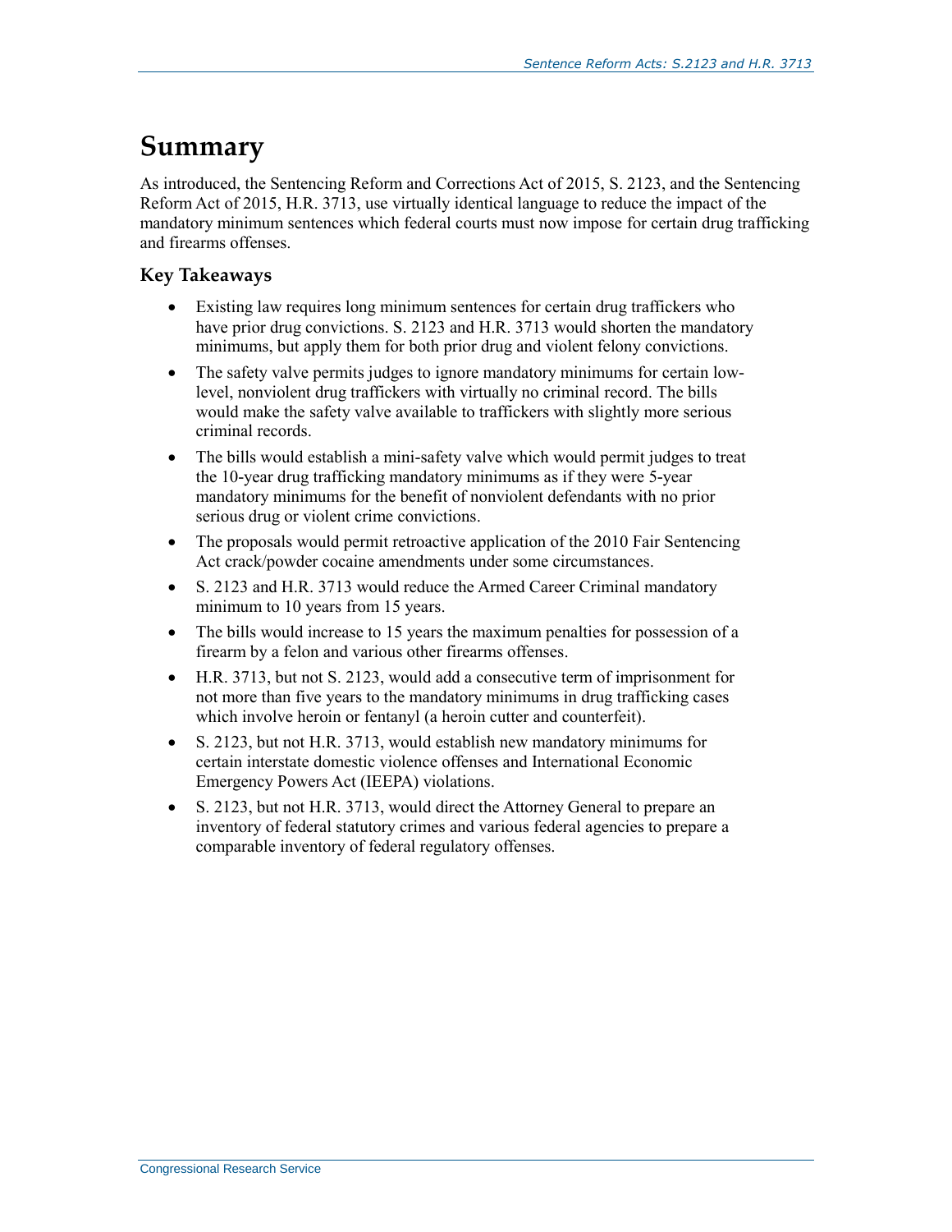# Summary

As introduced, the Sentencing Reform and Corrections Act of 2015, S. 2123, and the Sentencing Reform Act of 2015, H.R. 3713, use virtually identical language to reduce the impact of the mandatory minimum sentences which federal courts must now impose for certain drug trafficking and firearms offenses.

## Key Takeaways

- Existing law requires long minimum sentences for certain drug traffickers who have prior drug convictions. S. 2123 and H.R. 3713 would shorten the mandatory minimums, but apply them for both prior drug and violent felony convictions.
- The safety valve permits judges to ignore mandatory minimums for certain low-level, nonviolent drug traffickers with virtually no criminal record. The bills would make the safety valve available to traffickers with slightly more serious criminal records.
- The bills would establish a mini-safety valve which would permit judges to treat the 10-year drug trafficking mandatory minimums as if they were 5-year mandatory minimums for the benefit of nonviolent defendants with no prior serious drug or violent crime convictions.
- The proposals would permit retroactive application of the 2010 Fair Sentencing Act crack/powder cocaine amendments under some circumstances.
- S. 2123 and H.R. 3713 would reduce the Armed Career Criminal mandatory minimum to 10 years from 15 years.
- The bills would increase to 15 years the maximum penalties for possession of a firearm by a felon and various other firearms offenses.
- H.R. 3713, but not S. 2123, would add a consecutive term of imprisonment for not more than five years to the mandatory minimums in drug trafficking cases which involve heroin or fentanyl (a heroin cutter and counterfeit).
- S. 2123, but not H.R. 3713, would establish new mandatory minimums for certain interstate domestic violence offenses and International Economic Emergency Powers Act (IEEPA) violations.
- S. 2123, but not H.R. 3713, would direct the Attorney General to prepare an inventory of federal statutory crimes and various federal agencies to prepare a comparable inventory of federal regulatory offenses.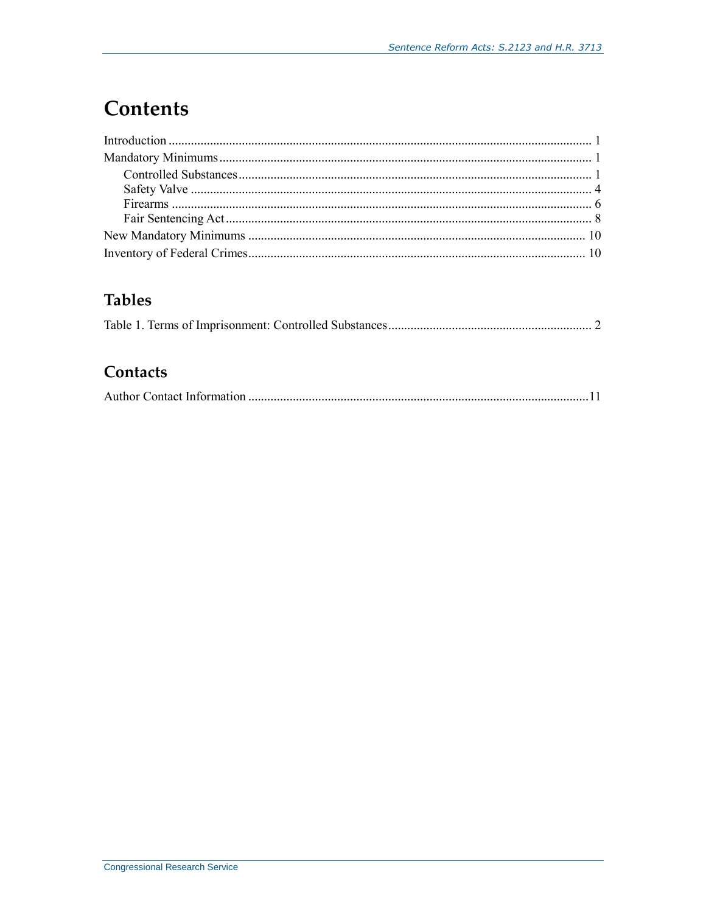# Contents

Introduction ... 1
Mandatory Minimums ... 1
  Controlled Substances ... 1
  Safety Valve ... 4
  Firearms ... 6
  Fair Sentencing Act ... 8
New Mandatory Minimums ... 10
Inventory of Federal Crimes ... 10

## Tables

Table 1. Terms of Imprisonment: Controlled Substances ... 2

## Contacts

Author Contact Information ... 11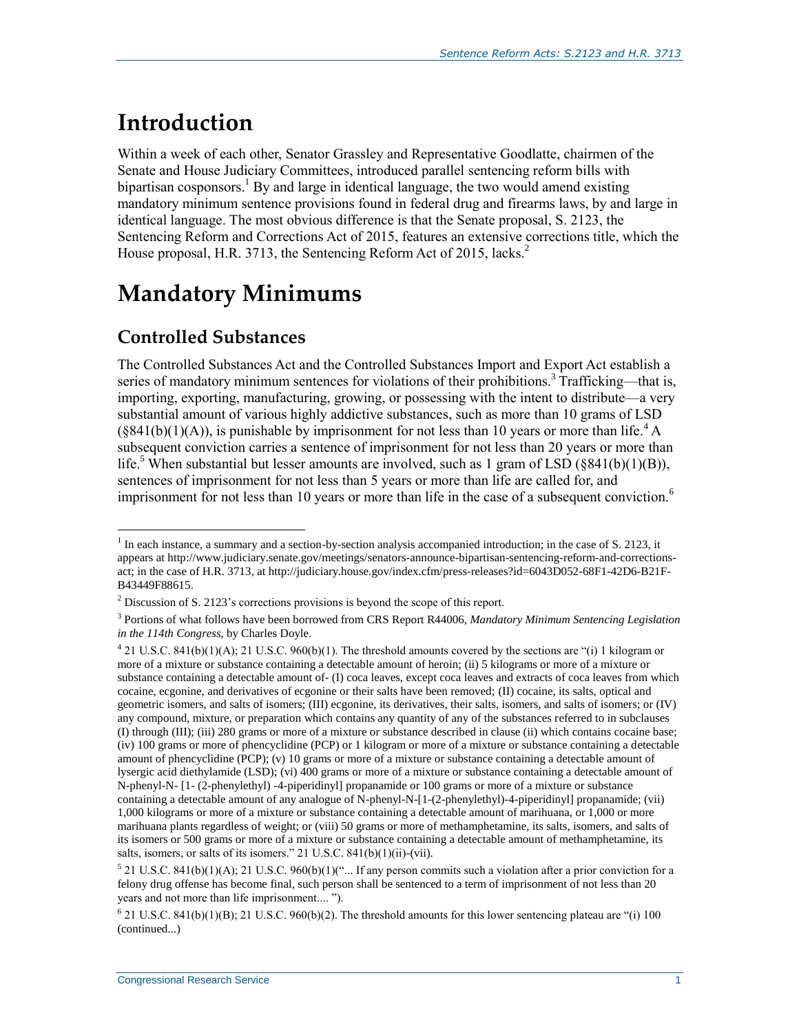# Introduction

Within a week of each other, Senator Grassley and Representative Goodlatte, chairmen of the Senate and House Judiciary Committees, introduced parallel sentencing reform bills with bipartisan cosponsors.[1] By and large in identical language, the two would amend existing mandatory minimum sentence provisions found in federal drug and firearms laws, by and large in identical language. The most obvious difference is that the Senate proposal, S. 2123, the Sentencing Reform and Corrections Act of 2015, features an extensive corrections title, which the House proposal, H.R. 3713, the Sentencing Reform Act of 2015, lacks.[2]

# Mandatory Minimums

## Controlled Substances

The Controlled Substances Act and the Controlled Substances Import and Export Act establish a series of mandatory minimum sentences for violations of their prohibitions.[3] Trafficking—that is, importing, exporting, manufacturing, growing, or possessing with the intent to distribute—a very substantial amount of various highly addictive substances, such as more than 10 grams of LSD (§841(b)(1)(A)), is punishable by imprisonment for not less than 10 years or more than life.[4] A subsequent conviction carries a sentence of imprisonment for not less than 20 years or more than life.[5] When substantial but lesser amounts are involved, such as 1 gram of LSD (§841(b)(1)(B)), sentences of imprisonment for not less than 5 years or more than life are called for, and imprisonment for not less than 10 years or more than life in the case of a subsequent conviction.[6]

---

[1] In each instance, a summary and a section-by-section analysis accompanied introduction; in the case of S. 2123, it appears at http://www.judiciary.senate.gov/meetings/senators-announce-bipartisan-sentencing-reform-and-corrections-act; in the case of H.R. 3713, at http://judiciary.house.gov/index.cfm/press-releases?id=6043D052-68F1-42D6-B21F-B43449F88615.

[2] Discussion of S. 2123's corrections provisions is beyond the scope of this report.

[3] Portions of what follows have been borrowed from CRS Report R44006, *Mandatory Minimum Sentencing Legislation in the 114th Congress*, by Charles Doyle.

[4] 21 U.S.C. 841(b)(1)(A); 21 U.S.C. 960(b)(1). The threshold amounts covered by the sections are "(i) 1 kilogram or more of a mixture or substance containing a detectable amount of heroin; (ii) 5 kilograms or more of a mixture or substance containing a detectable amount of- (I) coca leaves, except coca leaves and extracts of coca leaves from which cocaine, ecgonine, and derivatives of ecgonine or their salts have been removed; (II) cocaine, its salts, optical and geometric isomers, and salts of isomers; (III) ecgonine, its derivatives, their salts, isomers, and salts of isomers; or (IV) any compound, mixture, or preparation which contains any quantity of any of the substances referred to in subclauses (I) through (III); (iii) 280 grams or more of a mixture or substance described in clause (ii) which contains cocaine base; (iv) 100 grams or more of phencyclidine (PCP) or 1 kilogram or more of a mixture or substance containing a detectable amount of phencyclidine (PCP); (v) 10 grams or more of a mixture or substance containing a detectable amount of lysergic acid diethylamide (LSD); (vi) 400 grams or more of a mixture or substance containing a detectable amount of N-phenyl-N- [1- (2-phenylethyl) -4-piperidinyl] propanamide or 100 grams or more of a mixture or substance containing a detectable amount of any analogue of N-phenyl-N-[1-(2-phenylethyl)-4-piperidinyl] propanamide; (vii) 1,000 kilograms or more of a mixture or substance containing a detectable amount of marihuana, or 1,000 or more marihuana plants regardless of weight; or (viii) 50 grams or more of methamphetamine, its salts, isomers, and salts of its isomers or 500 grams or more of a mixture or substance containing a detectable amount of methamphetamine, its salts, isomers, or salts of its isomers." 21 U.S.C. 841(b)(1)(ii)-(vii).

[5] 21 U.S.C. 841(b)(1)(A); 21 U.S.C. 960(b)(1)("... If any person commits such a violation after a prior conviction for a felony drug offense has become final, such person shall be sentenced to a term of imprisonment of not less than 20 years and not more than life imprisonment.... ").

[6] 21 U.S.C. 841(b)(1)(B); 21 U.S.C. 960(b)(2). The threshold amounts for this lower sentencing plateau are "(i) 100 (continued...)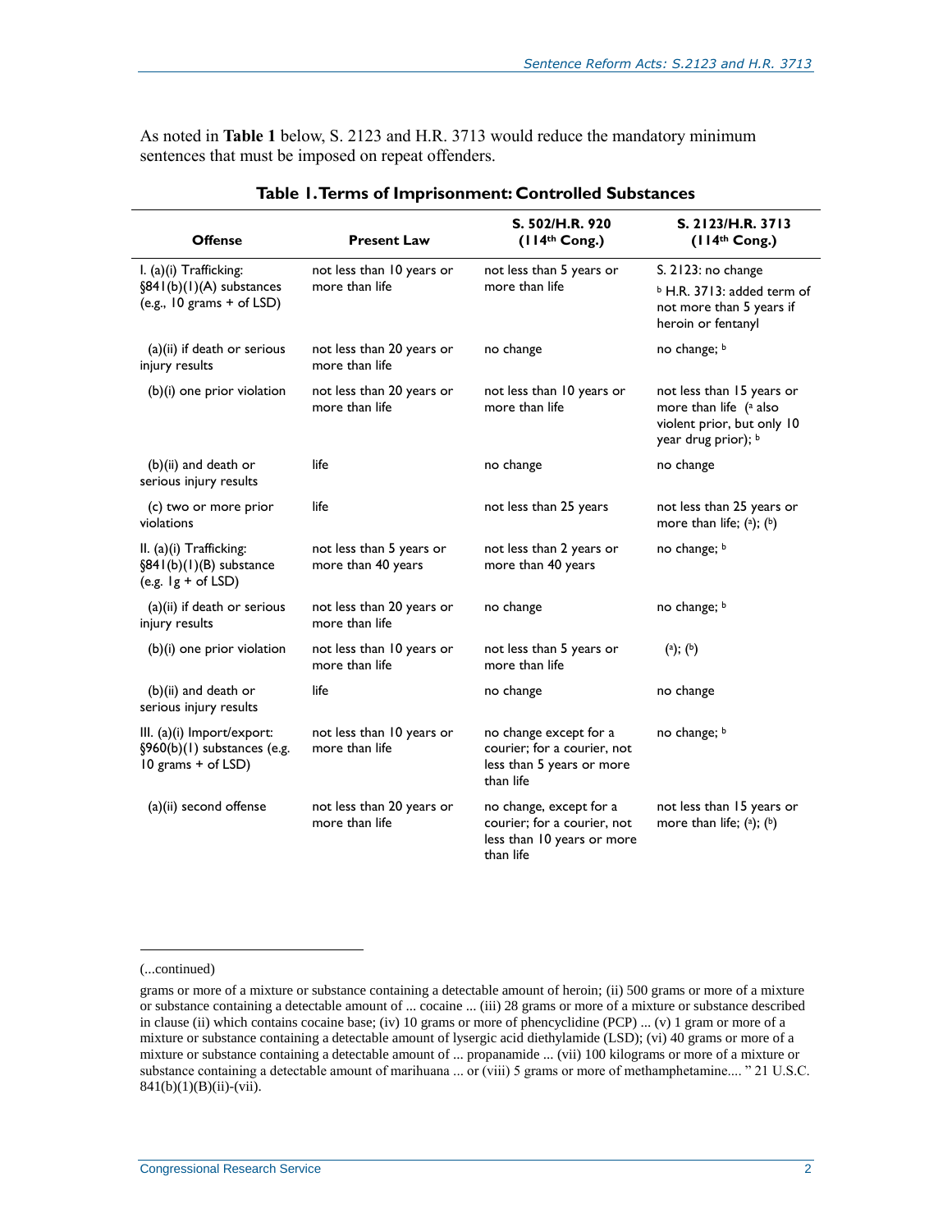As noted in **Table 1** below, S. 2123 and H.R. 3713 would reduce the mandatory minimum sentences that must be imposed on repeat offenders.

**Table 1. Terms of Imprisonment: Controlled Substances**

| Offense | Present Law | S. 502/H.R. 920 (114th Cong.) | S. 2123/H.R. 3713 (114th Cong.) |
|---|---|---|---|
| I. (a)(i) Trafficking: §841(b)(1)(A) substances (e.g., 10 grams + of LSD) | not less than 10 years or more than life | not less than 5 years or more than life | S. 2123: no change [b] H.R. 3713: added term of not more than 5 years if heroin or fentanyl |
| (a)(ii) if death or serious injury results | not less than 20 years or more than life | no change | no change; [b] |
| (b)(i) one prior violation | not less than 20 years or more than life | not less than 10 years or more than life | not less than 15 years or more than life ([a] also violent prior, but only 10 year drug prior); [b] |
| (b)(ii) and death or serious injury results | life | no change | no change |
| (c) two or more prior violations | life | not less than 25 years | not less than 25 years or more than life; ([a]); ([b]) |
| II. (a)(i) Trafficking: §841(b)(1)(B) substance (e.g. 1g + of LSD) | not less than 5 years or more than 40 years | not less than 2 years or more than 40 years | no change; [b] |
| (a)(ii) if death or serious injury results | not less than 20 years or more than life | no change | no change; [b] |
| (b)(i) one prior violation | not less than 10 years or more than life | not less than 5 years or more than life | ([a]); ([b]) |
| (b)(ii) and death or serious injury results | life | no change | no change |
| III. (a)(i) Import/export: §960(b)(1) substances (e.g. 10 grams + of LSD) | not less than 10 years or more than life | no change except for a courier; for a courier, not less than 5 years or more than life | no change; [b] |
| (a)(ii) second offense | not less than 20 years or more than life | no change, except for a courier; for a courier, not less than 10 years or more than life | not less than 15 years or more than life; ([a]); ([b]) |

(...continued)

grams or more of a mixture or substance containing a detectable amount of heroin; (ii) 500 grams or more of a mixture or substance containing a detectable amount of ... cocaine ... (iii) 28 grams or more of a mixture or substance described in clause (ii) which contains cocaine base; (iv) 10 grams or more of phencyclidine (PCP) ... (v) 1 gram or more of a mixture or substance containing a detectable amount of lysergic acid diethylamide (LSD); (vi) 40 grams or more of a mixture or substance containing a detectable amount of ... propanamide ... (vii) 100 kilograms or more of a mixture or substance containing a detectable amount of marihuana ... or (viii) 5 grams or more of methamphetamine.... " 21 U.S.C. 841(b)(1)(B)(ii)-(vii).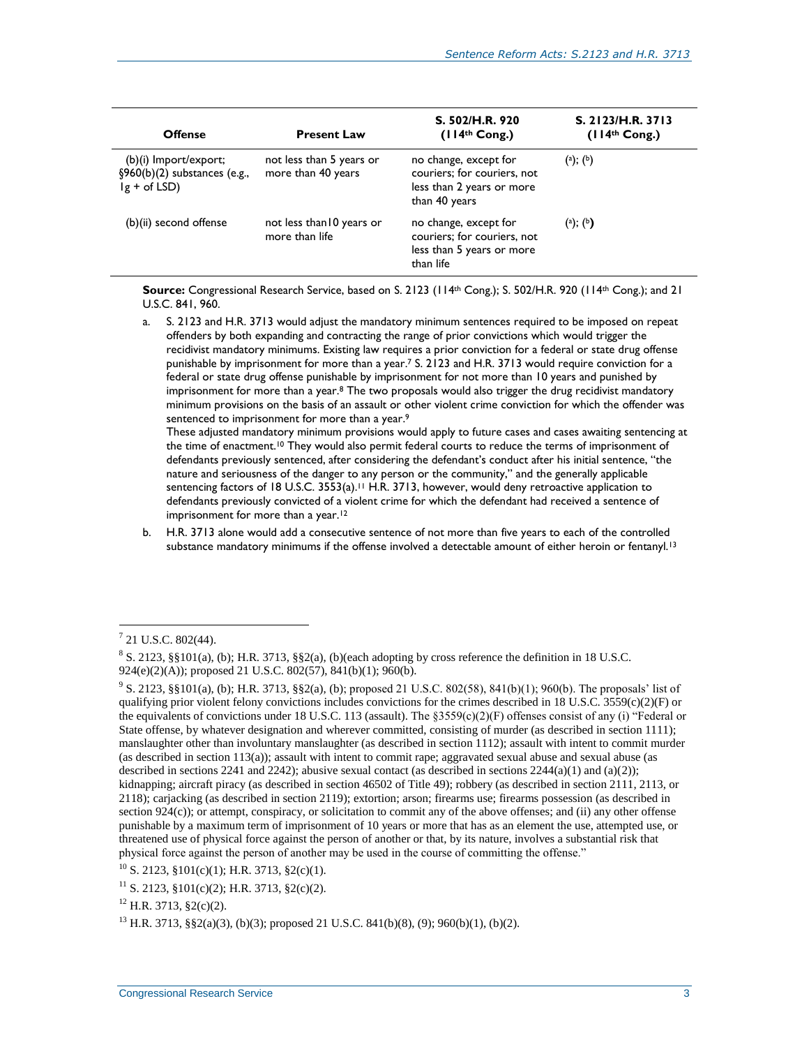| Offense | Present Law | S. 502/H.R. 920 (114th Cong.) | S. 2123/H.R. 3713 (114th Cong.) |
| --- | --- | --- | --- |
| (b)(i) Import/export; §960(b)(2) substances (e.g., 1g + of LSD) | not less than 5 years or more than 40 years | no change, except for couriers; for couriers, not less than 2 years or more than 40 years | ([a]); ([b]) |
| (b)(ii) second offense | not less than10 years or more than life | no change, except for couriers; for couriers, not less than 5 years or more than life | ([a]); ([b]) |

**Source:** Congressional Research Service, based on S. 2123 (114th Cong.); S. 502/H.R. 920 (114th Cong.); and 21 U.S.C. 841, 960.

a. S. 2123 and H.R. 3713 would adjust the mandatory minimum sentences required to be imposed on repeat offenders by both expanding and contracting the range of prior convictions which would trigger the recidivist mandatory minimums. Existing law requires a prior conviction for a federal or state drug offense punishable by imprisonment for more than a year.[7] S. 2123 and H.R. 3713 would require conviction for a federal or state drug offense punishable by imprisonment for not more than 10 years and punished by imprisonment for more than a year.[8] The two proposals would also trigger the drug recidivist mandatory minimum provisions on the basis of an assault or other violent crime conviction for which the offender was sentenced to imprisonment for more than a year.[9]

   These adjusted mandatory minimum provisions would apply to future cases and cases awaiting sentencing at the time of enactment.[10] They would also permit federal courts to reduce the terms of imprisonment of defendants previously sentenced, after considering the defendant's conduct after his initial sentence, "the nature and seriousness of the danger to any person or the community," and the generally applicable sentencing factors of 18 U.S.C. 3553(a).[11] H.R. 3713, however, would deny retroactive application to defendants previously convicted of a violent crime for which the defendant had received a sentence of imprisonment for more than a year.[12]

b. H.R. 3713 alone would add a consecutive sentence of not more than five years to each of the controlled substance mandatory minimums if the offense involved a detectable amount of either heroin or fentanyl.[13]

---

[7] 21 U.S.C. 802(44).

[8] S. 2123, §§101(a), (b); H.R. 3713, §§2(a), (b)(each adopting by cross reference the definition in 18 U.S.C. 924(e)(2)(A)); proposed 21 U.S.C. 802(57), 841(b)(1); 960(b).

[9] S. 2123, §§101(a), (b); H.R. 3713, §§2(a), (b); proposed 21 U.S.C. 802(58), 841(b)(1); 960(b). The proposals' list of qualifying prior violent felony convictions includes convictions for the crimes described in 18 U.S.C. 3559(c)(2)(F) or the equivalents of convictions under 18 U.S.C. 113 (assault). The §3559(c)(2)(F) offenses consist of any (i) "Federal or State offense, by whatever designation and wherever committed, consisting of murder (as described in section 1111); manslaughter other than involuntary manslaughter (as described in section 1112); assault with intent to commit murder (as described in section 113(a)); assault with intent to commit rape; aggravated sexual abuse and sexual abuse (as described in sections 2241 and 2242); abusive sexual contact (as described in sections 2244(a)(1) and (a)(2)); kidnapping; aircraft piracy (as described in section 46502 of Title 49); robbery (as described in section 2111, 2113, or 2118); carjacking (as described in section 2119); extortion; arson; firearms use; firearms possession (as described in section 924(c)); or attempt, conspiracy, or solicitation to commit any of the above offenses; and (ii) any other offense punishable by a maximum term of imprisonment of 10 years or more that has as an element the use, attempted use, or threatened use of physical force against the person of another or that, by its nature, involves a substantial risk that physical force against the person of another may be used in the course of committing the offense."

[10] S. 2123, §101(c)(1); H.R. 3713, §2(c)(1).

[11] S. 2123, §101(c)(2); H.R. 3713, §2(c)(2).

[12] H.R. 3713, §2(c)(2).

[13] H.R. 3713, §§2(a)(3), (b)(3); proposed 21 U.S.C. 841(b)(8), (9); 960(b)(1), (b)(2).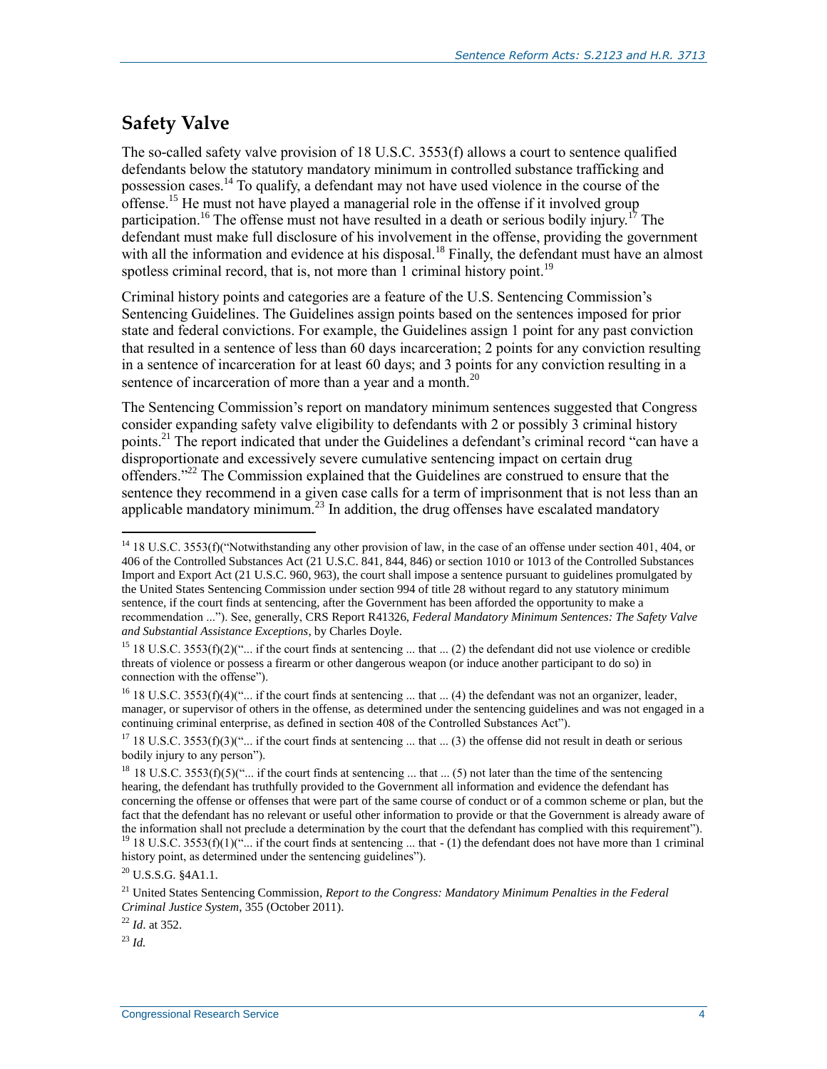## Safety Valve

The so-called safety valve provision of 18 U.S.C. 3553(f) allows a court to sentence qualified defendants below the statutory mandatory minimum in controlled substance trafficking and possession cases.[14] To qualify, a defendant may not have used violence in the course of the offense.[15] He must not have played a managerial role in the offense if it involved group participation.[16] The offense must not have resulted in a death or serious bodily injury.[17] The defendant must make full disclosure of his involvement in the offense, providing the government with all the information and evidence at his disposal.[18] Finally, the defendant must have an almost spotless criminal record, that is, not more than 1 criminal history point.[19]

Criminal history points and categories are a feature of the U.S. Sentencing Commission's Sentencing Guidelines. The Guidelines assign points based on the sentences imposed for prior state and federal convictions. For example, the Guidelines assign 1 point for any past conviction that resulted in a sentence of less than 60 days incarceration; 2 points for any conviction resulting in a sentence of incarceration for at least 60 days; and 3 points for any conviction resulting in a sentence of incarceration of more than a year and a month.[20]

The Sentencing Commission's report on mandatory minimum sentences suggested that Congress consider expanding safety valve eligibility to defendants with 2 or possibly 3 criminal history points.[21] The report indicated that under the Guidelines a defendant's criminal record "can have a disproportionate and excessively severe cumulative sentencing impact on certain drug offenders."[22] The Commission explained that the Guidelines are construed to ensure that the sentence they recommend in a given case calls for a term of imprisonment that is not less than an applicable mandatory minimum.[23] In addition, the drug offenses have escalated mandatory

---

[14] 18 U.S.C. 3553(f)("Notwithstanding any other provision of law, in the case of an offense under section 401, 404, or 406 of the Controlled Substances Act (21 U.S.C. 841, 844, 846) or section 1010 or 1013 of the Controlled Substances Import and Export Act (21 U.S.C. 960, 963), the court shall impose a sentence pursuant to guidelines promulgated by the United States Sentencing Commission under section 994 of title 28 without regard to any statutory minimum sentence, if the court finds at sentencing, after the Government has been afforded the opportunity to make a recommendation ..."). See, generally, CRS Report R41326, *Federal Mandatory Minimum Sentences: The Safety Valve and Substantial Assistance Exceptions*, by Charles Doyle.

[15] 18 U.S.C. 3553(f)(2)("... if the court finds at sentencing ... that ... (2) the defendant did not use violence or credible threats of violence or possess a firearm or other dangerous weapon (or induce another participant to do so) in connection with the offense").

[16] 18 U.S.C. 3553(f)(4)("... if the court finds at sentencing ... that ... (4) the defendant was not an organizer, leader, manager, or supervisor of others in the offense, as determined under the sentencing guidelines and was not engaged in a continuing criminal enterprise, as defined in section 408 of the Controlled Substances Act").

[17] 18 U.S.C. 3553(f)(3)("... if the court finds at sentencing ... that ... (3) the offense did not result in death or serious bodily injury to any person").

[18] 18 U.S.C. 3553(f)(5)("... if the court finds at sentencing ... that ... (5) not later than the time of the sentencing hearing, the defendant has truthfully provided to the Government all information and evidence the defendant has concerning the offense or offenses that were part of the same course of conduct or of a common scheme or plan, but the fact that the defendant has no relevant or useful other information to provide or that the Government is already aware of the information shall not preclude a determination by the court that the defendant has complied with this requirement").

[19] 18 U.S.C. 3553(f)(1)("... if the court finds at sentencing ... that - (1) the defendant does not have more than 1 criminal history point, as determined under the sentencing guidelines").

[20] U.S.S.G. §4A1.1.

[21] United States Sentencing Commission, *Report to the Congress: Mandatory Minimum Penalties in the Federal Criminal Justice System*, 355 (October 2011).

[22] *Id*. at 352.

[23] *Id.*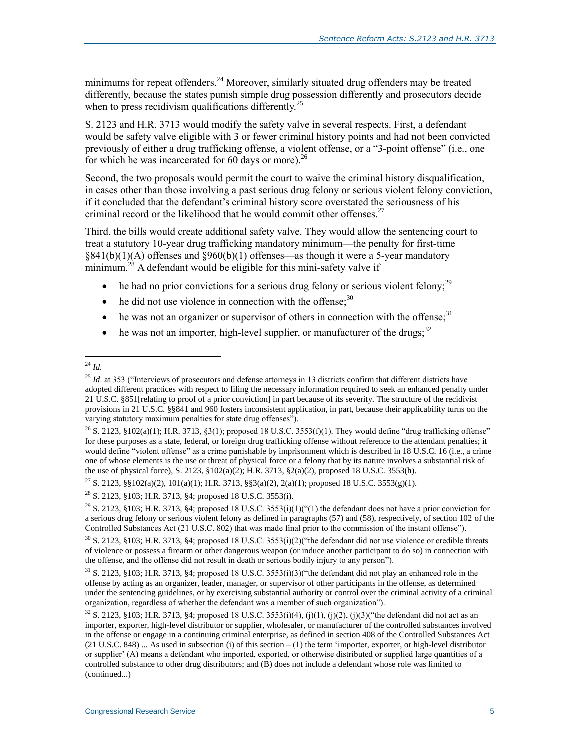minimums for repeat offenders.[24] Moreover, similarly situated drug offenders may be treated differently, because the states punish simple drug possession differently and prosecutors decide when to press recidivism qualifications differently.[25]

S. 2123 and H.R. 3713 would modify the safety valve in several respects. First, a defendant would be safety valve eligible with 3 or fewer criminal history points and had not been convicted previously of either a drug trafficking offense, a violent offense, or a "3-point offense" (i.e., one for which he was incarcerated for 60 days or more).[26]

Second, the two proposals would permit the court to waive the criminal history disqualification, in cases other than those involving a past serious drug felony or serious violent felony conviction, if it concluded that the defendant's criminal history score overstated the seriousness of his criminal record or the likelihood that he would commit other offenses.[27]

Third, the bills would create additional safety valve. They would allow the sentencing court to treat a statutory 10-year drug trafficking mandatory minimum—the penalty for first-time §841(b)(1)(A) offenses and §960(b)(1) offenses—as though it were a 5-year mandatory minimum.[28] A defendant would be eligible for this mini-safety valve if

- he had no prior convictions for a serious drug felony or serious violent felony;[29]
- he did not use violence in connection with the offense;[30]
- he was not an organizer or supervisor of others in connection with the offense;[31]
- he was not an importer, high-level supplier, or manufacturer of the drugs;[32]

---

[24] *Id.*

[25] *Id*. at 353 ("Interviews of prosecutors and defense attorneys in 13 districts confirm that different districts have adopted different practices with respect to filing the necessary information required to seek an enhanced penalty under 21 U.S.C. §851[relating to proof of a prior conviction] in part because of its severity. The structure of the recidivist provisions in 21 U.S.C. §§841 and 960 fosters inconsistent application, in part, because their applicability turns on the varying statutory maximum penalties for state drug offenses").

[26] S. 2123, §102(a)(1); H.R. 3713, §3(1); proposed 18 U.S.C. 3553(f)(1). They would define "drug trafficking offense" for these purposes as a state, federal, or foreign drug trafficking offense without reference to the attendant penalties; it would define "violent offense" as a crime punishable by imprisonment which is described in 18 U.S.C. 16 (i.e., a crime one of whose elements is the use or threat of physical force or a felony that by its nature involves a substantial risk of the use of physical force), S. 2123, §102(a)(2); H.R. 3713, §2(a)(2), proposed 18 U.S.C. 3553(h).

[27] S. 2123, §§102(a)(2), 101(a)(1); H.R. 3713, §§3(a)(2), 2(a)(1); proposed 18 U.S.C. 3553(g)(1).

[28] S. 2123, §103; H.R. 3713, §4; proposed 18 U.S.C. 3553(i).

[29] S. 2123, §103; H.R. 3713, §4; proposed 18 U.S.C. 3553(i)(1)("(1) the defendant does not have a prior conviction for a serious drug felony or serious violent felony as defined in paragraphs (57) and (58), respectively, of section 102 of the Controlled Substances Act (21 U.S.C. 802) that was made final prior to the commission of the instant offense").

[30] S. 2123, §103; H.R. 3713, §4; proposed 18 U.S.C. 3553(i)(2)("the defendant did not use violence or credible threats of violence or possess a firearm or other dangerous weapon (or induce another participant to do so) in connection with the offense, and the offense did not result in death or serious bodily injury to any person").

[31] S. 2123, §103; H.R. 3713, §4; proposed 18 U.S.C. 3553(i)(3)("the defendant did not play an enhanced role in the offense by acting as an organizer, leader, manager, or supervisor of other participants in the offense, as determined under the sentencing guidelines, or by exercising substantial authority or control over the criminal activity of a criminal organization, regardless of whether the defendant was a member of such organization").

[32] S. 2123, §103; H.R. 3713, §4; proposed 18 U.S.C. 3553(i)(4), (j)(1), (j)(2), (j)(3)("the defendant did not act as an importer, exporter, high-level distributor or supplier, wholesaler, or manufacturer of the controlled substances involved in the offense or engage in a continuing criminal enterprise, as defined in section 408 of the Controlled Substances Act (21 U.S.C. 848) ... As used in subsection (i) of this section – (1) the term 'importer, exporter, or high-level distributor or supplier' (A) means a defendant who imported, exported, or otherwise distributed or supplied large quantities of a controlled substance to other drug distributors; and (B) does not include a defendant whose role was limited to (continued...)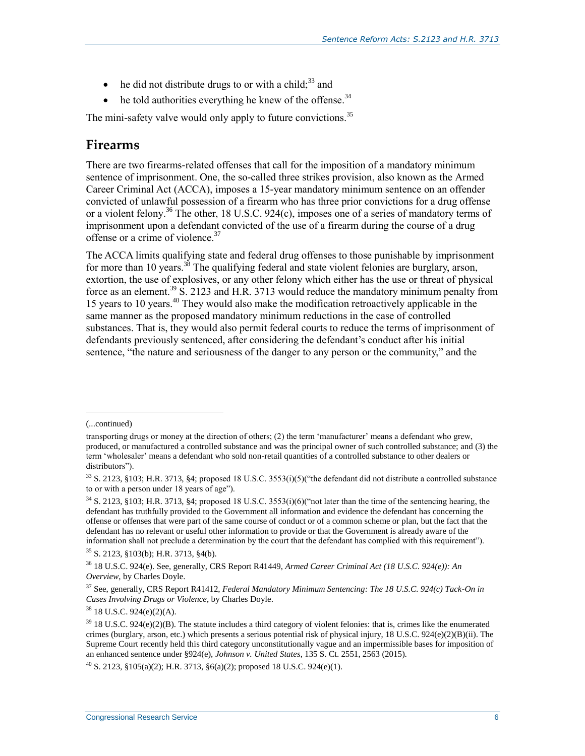- he did not distribute drugs to or with a child;[33] and
- he told authorities everything he knew of the offense.[34]

The mini-safety valve would only apply to future convictions.[35]

## Firearms

There are two firearms-related offenses that call for the imposition of a mandatory minimum sentence of imprisonment. One, the so-called three strikes provision, also known as the Armed Career Criminal Act (ACCA), imposes a 15-year mandatory minimum sentence on an offender convicted of unlawful possession of a firearm who has three prior convictions for a drug offense or a violent felony.[36] The other, 18 U.S.C. 924(c), imposes one of a series of mandatory terms of imprisonment upon a defendant convicted of the use of a firearm during the course of a drug offense or a crime of violence.[37]

The ACCA limits qualifying state and federal drug offenses to those punishable by imprisonment for more than 10 years.[38] The qualifying federal and state violent felonies are burglary, arson, extortion, the use of explosives, or any other felony which either has the use or threat of physical force as an element.[39] S. 2123 and H.R. 3713 would reduce the mandatory minimum penalty from 15 years to 10 years.[40] They would also make the modification retroactively applicable in the same manner as the proposed mandatory minimum reductions in the case of controlled substances. That is, they would also permit federal courts to reduce the terms of imprisonment of defendants previously sentenced, after considering the defendant's conduct after his initial sentence, "the nature and seriousness of the danger to any person or the community," and the

---

(...continued)

transporting drugs or money at the direction of others; (2) the term 'manufacturer' means a defendant who grew, produced, or manufactured a controlled substance and was the principal owner of such controlled substance; and (3) the term 'wholesaler' means a defendant who sold non-retail quantities of a controlled substance to other dealers or distributors").

[33] S. 2123, §103; H.R. 3713, §4; proposed 18 U.S.C. 3553(i)(5)("the defendant did not distribute a controlled substance to or with a person under 18 years of age").

[34] S. 2123, §103; H.R. 3713, §4; proposed 18 U.S.C. 3553(i)(6)("not later than the time of the sentencing hearing, the defendant has truthfully provided to the Government all information and evidence the defendant has concerning the offense or offenses that were part of the same course of conduct or of a common scheme or plan, but the fact that the defendant has no relevant or useful other information to provide or that the Government is already aware of the information shall not preclude a determination by the court that the defendant has complied with this requirement").

[35] S. 2123, §103(b); H.R. 3713, §4(b).

[36] 18 U.S.C. 924(e). See, generally, CRS Report R41449, *Armed Career Criminal Act (18 U.S.C. 924(e)): An Overview*, by Charles Doyle.

[37] See, generally, CRS Report R41412, *Federal Mandatory Minimum Sentencing: The 18 U.S.C. 924(c) Tack-On in Cases Involving Drugs or Violence*, by Charles Doyle.

[38] 18 U.S.C. 924(e)(2)(A).

[39] 18 U.S.C. 924(e)(2)(B). The statute includes a third category of violent felonies: that is, crimes like the enumerated crimes (burglary, arson, etc.) which presents a serious potential risk of physical injury, 18 U.S.C. 924(e)(2)(B)(ii). The Supreme Court recently held this third category unconstitutionally vague and an impermissible bases for imposition of an enhanced sentence under §924(e), *Johnson v. United States*, 135 S. Ct. 2551, 2563 (2015).

[40] S. 2123, §105(a)(2); H.R. 3713, §6(a)(2); proposed 18 U.S.C. 924(e)(1).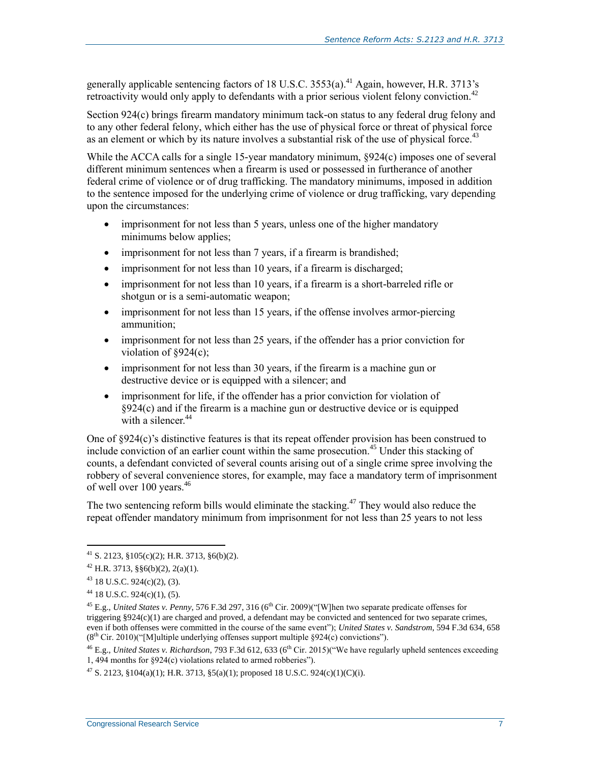generally applicable sentencing factors of 18 U.S.C. 3553(a).[41] Again, however, H.R. 3713's retroactivity would only apply to defendants with a prior serious violent felony conviction.[42]

Section 924(c) brings firearm mandatory minimum tack-on status to any federal drug felony and to any other federal felony, which either has the use of physical force or threat of physical force as an element or which by its nature involves a substantial risk of the use of physical force.[43]

While the ACCA calls for a single 15-year mandatory minimum, §924(c) imposes one of several different minimum sentences when a firearm is used or possessed in furtherance of another federal crime of violence or of drug trafficking. The mandatory minimums, imposed in addition to the sentence imposed for the underlying crime of violence or drug trafficking, vary depending upon the circumstances:

- imprisonment for not less than 5 years, unless one of the higher mandatory minimums below applies;
- imprisonment for not less than 7 years, if a firearm is brandished;
- imprisonment for not less than 10 years, if a firearm is discharged;
- imprisonment for not less than 10 years, if a firearm is a short-barreled rifle or shotgun or is a semi-automatic weapon;
- imprisonment for not less than 15 years, if the offense involves armor-piercing ammunition;
- imprisonment for not less than 25 years, if the offender has a prior conviction for violation of §924(c);
- imprisonment for not less than 30 years, if the firearm is a machine gun or destructive device or is equipped with a silencer; and
- imprisonment for life, if the offender has a prior conviction for violation of §924(c) and if the firearm is a machine gun or destructive device or is equipped with a silencer.[44]

One of §924(c)'s distinctive features is that its repeat offender provision has been construed to include conviction of an earlier count within the same prosecution.[45] Under this stacking of counts, a defendant convicted of several counts arising out of a single crime spree involving the robbery of several convenience stores, for example, may face a mandatory term of imprisonment of well over 100 years.[46]

The two sentencing reform bills would eliminate the stacking.[47] They would also reduce the repeat offender mandatory minimum from imprisonment for not less than 25 years to not less

---

[41] S. 2123, §105(c)(2); H.R. 3713, §6(b)(2).

[42] H.R. 3713, §§6(b)(2), 2(a)(1).

[43] 18 U.S.C. 924(c)(2), (3).

[44] 18 U.S.C. 924(c)(1), (5).

[45] E.g., *United States v. Penny*, 576 F.3d 297, 316 (6th Cir. 2009)("[W]hen two separate predicate offenses for triggering §924(c)(1) are charged and proved, a defendant may be convicted and sentenced for two separate crimes, even if both offenses were committed in the course of the same event"); *United States v. Sandstrom*, 594 F.3d 634, 658 (8th Cir. 2010)("[M]ultiple underlying offenses support multiple §924(c) convictions").

[46] E.g., *United States v. Richardson*, 793 F.3d 612, 633 (6th Cir. 2015)("We have regularly upheld sentences exceeding 1, 494 months for §924(c) violations related to armed robberies").

[47] S. 2123, §104(a)(1); H.R. 3713, §5(a)(1); proposed 18 U.S.C. 924(c)(1)(C)(i).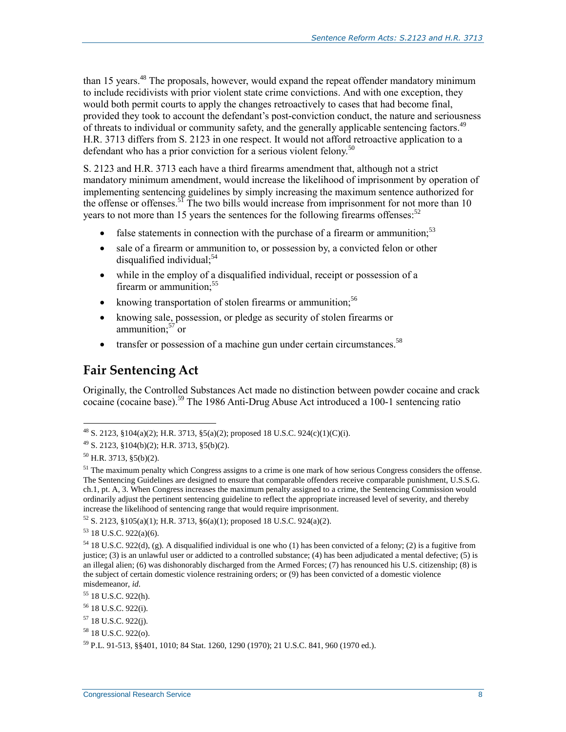than 15 years.[48] The proposals, however, would expand the repeat offender mandatory minimum to include recidivists with prior violent state crime convictions. And with one exception, they would both permit courts to apply the changes retroactively to cases that had become final, provided they took to account the defendant's post-conviction conduct, the nature and seriousness of threats to individual or community safety, and the generally applicable sentencing factors.[49] H.R. 3713 differs from S. 2123 in one respect. It would not afford retroactive application to a defendant who has a prior conviction for a serious violent felony.[50]

S. 2123 and H.R. 3713 each have a third firearms amendment that, although not a strict mandatory minimum amendment, would increase the likelihood of imprisonment by operation of implementing sentencing guidelines by simply increasing the maximum sentence authorized for the offense or offenses.[51] The two bills would increase from imprisonment for not more than 10 years to not more than 15 years the sentences for the following firearms offenses:[52]

- false statements in connection with the purchase of a firearm or ammunition;[53]
- sale of a firearm or ammunition to, or possession by, a convicted felon or other disqualified individual;[54]
- while in the employ of a disqualified individual, receipt or possession of a firearm or ammunition;[55]
- knowing transportation of stolen firearms or ammunition;[56]
- knowing sale, possession, or pledge as security of stolen firearms or ammunition;[57] or
- transfer or possession of a machine gun under certain circumstances.[58]

## Fair Sentencing Act

Originally, the Controlled Substances Act made no distinction between powder cocaine and crack cocaine (cocaine base).[59] The 1986 Anti-Drug Abuse Act introduced a 100-1 sentencing ratio

---

[48] S. 2123, §104(a)(2); H.R. 3713, §5(a)(2); proposed 18 U.S.C. 924(c)(1)(C)(i).

[49] S. 2123, §104(b)(2); H.R. 3713, §5(b)(2).

[50] H.R. 3713, §5(b)(2).

[51] The maximum penalty which Congress assigns to a crime is one mark of how serious Congress considers the offense. The Sentencing Guidelines are designed to ensure that comparable offenders receive comparable punishment, U.S.S.G. ch.1, pt. A, 3. When Congress increases the maximum penalty assigned to a crime, the Sentencing Commission would ordinarily adjust the pertinent sentencing guideline to reflect the appropriate increased level of severity, and thereby increase the likelihood of sentencing range that would require imprisonment.

[52] S. 2123, §105(a)(1); H.R. 3713, §6(a)(1); proposed 18 U.S.C. 924(a)(2).

[53] 18 U.S.C. 922(a)(6).

[54] 18 U.S.C. 922(d), (g). A disqualified individual is one who (1) has been convicted of a felony; (2) is a fugitive from justice; (3) is an unlawful user or addicted to a controlled substance; (4) has been adjudicated a mental defective; (5) is an illegal alien; (6) was dishonorably discharged from the Armed Forces; (7) has renounced his U.S. citizenship; (8) is the subject of certain domestic violence restraining orders; or (9) has been convicted of a domestic violence misdemeanor, *id.*

[55] 18 U.S.C. 922(h).

[56] 18 U.S.C. 922(i).

[57] 18 U.S.C. 922(j).

[58] 18 U.S.C. 922(o).

[59] P.L. 91-513, §§401, 1010; 84 Stat. 1260, 1290 (1970); 21 U.S.C. 841, 960 (1970 ed.).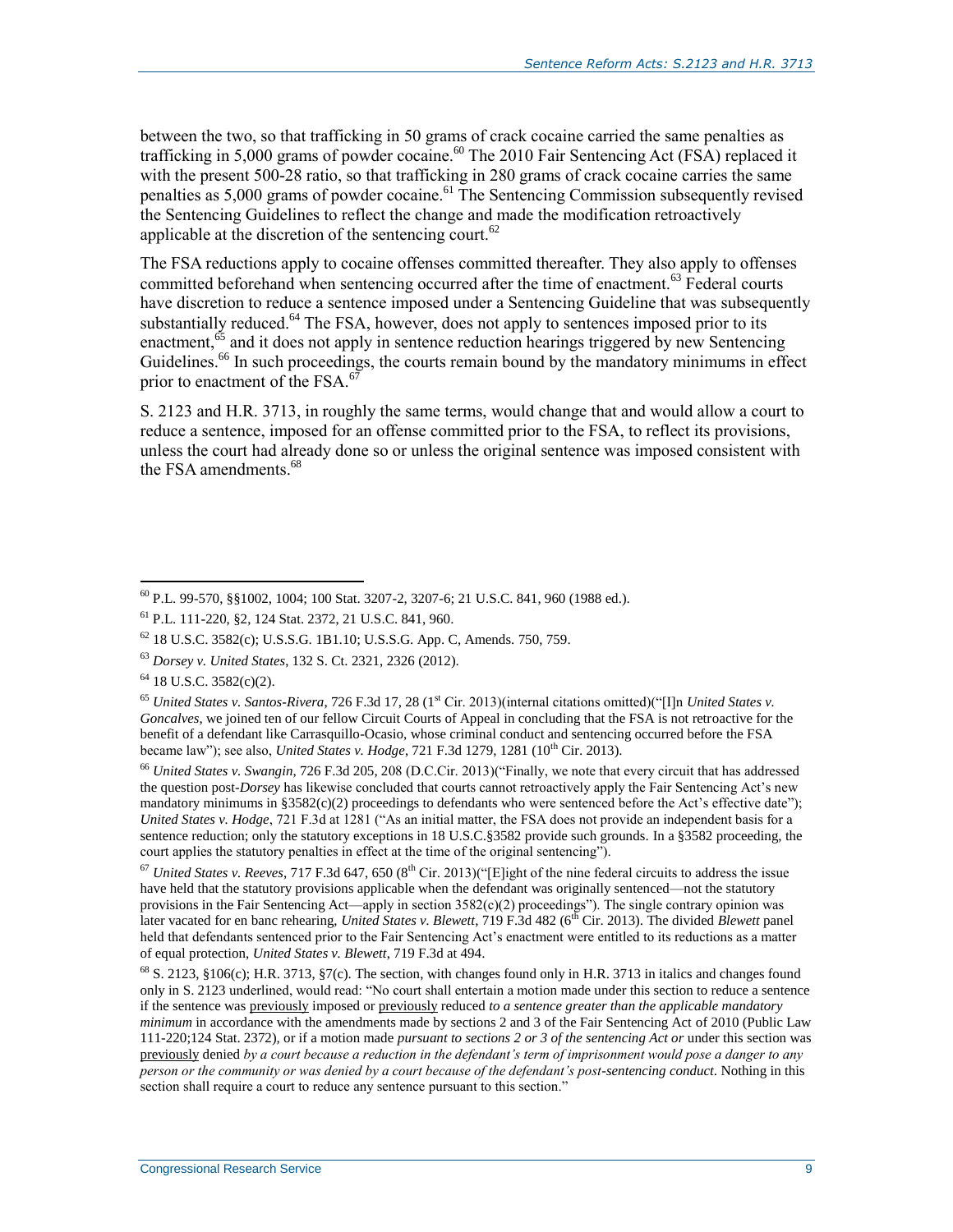between the two, so that trafficking in 50 grams of crack cocaine carried the same penalties as trafficking in 5,000 grams of powder cocaine.[60] The 2010 Fair Sentencing Act (FSA) replaced it with the present 500-28 ratio, so that trafficking in 280 grams of crack cocaine carries the same penalties as 5,000 grams of powder cocaine.[61] The Sentencing Commission subsequently revised the Sentencing Guidelines to reflect the change and made the modification retroactively applicable at the discretion of the sentencing court.[62]

The FSA reductions apply to cocaine offenses committed thereafter. They also apply to offenses committed beforehand when sentencing occurred after the time of enactment.[63] Federal courts have discretion to reduce a sentence imposed under a Sentencing Guideline that was subsequently substantially reduced.[64] The FSA, however, does not apply to sentences imposed prior to its enactment,[65] and it does not apply in sentence reduction hearings triggered by new Sentencing Guidelines.[66] In such proceedings, the courts remain bound by the mandatory minimums in effect prior to enactment of the FSA.[67]

S. 2123 and H.R. 3713, in roughly the same terms, would change that and would allow a court to reduce a sentence, imposed for an offense committed prior to the FSA, to reflect its provisions, unless the court had already done so or unless the original sentence was imposed consistent with the FSA amendments.[68]

---

[60] P.L. 99-570, §§1002, 1004; 100 Stat. 3207-2, 3207-6; 21 U.S.C. 841, 960 (1988 ed.).

[61] P.L. 111-220, §2, 124 Stat. 2372, 21 U.S.C. 841, 960.

[62] 18 U.S.C. 3582(c); U.S.S.G. 1B1.10; U.S.S.G. App. C, Amends. 750, 759.

[63] *Dorsey v. United States*, 132 S. Ct. 2321, 2326 (2012).

[64] 18 U.S.C. 3582(c)(2).

[65] *United States v. Santos-Rivera*, 726 F.3d 17, 28 (1st Cir. 2013)(internal citations omitted)("[I]n *United States v. Goncalves*, we joined ten of our fellow Circuit Courts of Appeal in concluding that the FSA is not retroactive for the benefit of a defendant like Carrasquillo-Ocasio, whose criminal conduct and sentencing occurred before the FSA became law"); see also, *United States v. Hodge*, 721 F.3d 1279, 1281 (10th Cir. 2013).

[66] *United States v. Swangin*, 726 F.3d 205, 208 (D.C.Cir. 2013)("Finally, we note that every circuit that has addressed the question post-*Dorsey* has likewise concluded that courts cannot retroactively apply the Fair Sentencing Act's new mandatory minimums in §3582(c)(2) proceedings to defendants who were sentenced before the Act's effective date"); *United States v. Hodge*, 721 F.3d at 1281 ("As an initial matter, the FSA does not provide an independent basis for a sentence reduction; only the statutory exceptions in 18 U.S.C.§3582 provide such grounds. In a §3582 proceeding, the court applies the statutory penalties in effect at the time of the original sentencing").

[67] *United States v. Reeves*, 717 F.3d 647, 650 (8th Cir. 2013)("[E]ight of the nine federal circuits to address the issue have held that the statutory provisions applicable when the defendant was originally sentenced—not the statutory provisions in the Fair Sentencing Act—apply in section 3582(c)(2) proceedings"). The single contrary opinion was later vacated for en banc rehearing, *United States v. Blewett*, 719 F.3d 482 (6th Cir. 2013). The divided *Blewett* panel held that defendants sentenced prior to the Fair Sentencing Act's enactment were entitled to its reductions as a matter of equal protection, *United States v. Blewett*, 719 F.3d at 494.

[68] S. 2123, §106(c); H.R. 3713, §7(c). The section, with changes found only in H.R. 3713 in italics and changes found only in S. 2123 underlined, would read: "No court shall entertain a motion made under this section to reduce a sentence if the sentence was <u>previously</u> imposed or <u>previously</u> reduced *to a sentence greater than the applicable mandatory minimum* in accordance with the amendments made by sections 2 and 3 of the Fair Sentencing Act of 2010 (Public Law 111-220;124 Stat. 2372), or if a motion made *pursuant to sections 2 or 3 of the sentencing Act or* under this section was <u>previously</u> denied *by a court because a reduction in the defendant's term of imprisonment would pose a danger to any person or the community or was denied by a court because of the defendant's post-sentencing conduct*. Nothing in this section shall require a court to reduce any sentence pursuant to this section."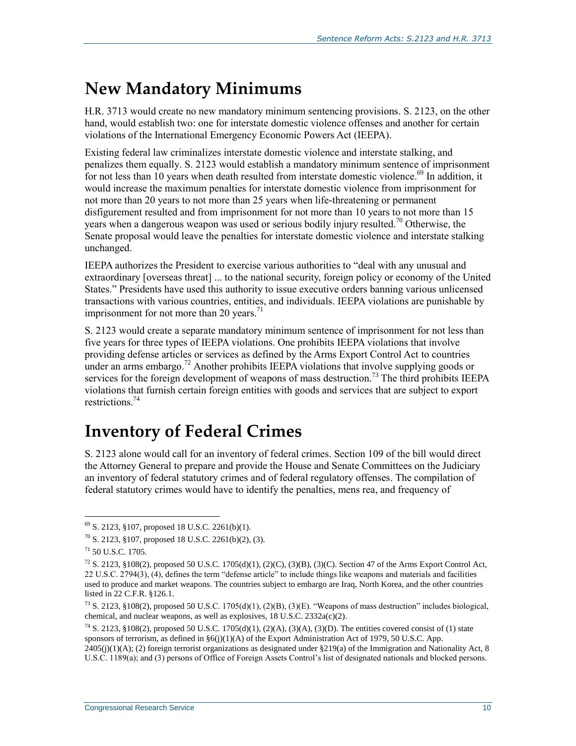## New Mandatory Minimums

H.R. 3713 would create no new mandatory minimum sentencing provisions. S. 2123, on the other hand, would establish two: one for interstate domestic violence offenses and another for certain violations of the International Emergency Economic Powers Act (IEEPA).

Existing federal law criminalizes interstate domestic violence and interstate stalking, and penalizes them equally. S. 2123 would establish a mandatory minimum sentence of imprisonment for not less than 10 years when death resulted from interstate domestic violence.[69] In addition, it would increase the maximum penalties for interstate domestic violence from imprisonment for not more than 20 years to not more than 25 years when life-threatening or permanent disfigurement resulted and from imprisonment for not more than 10 years to not more than 15 years when a dangerous weapon was used or serious bodily injury resulted.[70] Otherwise, the Senate proposal would leave the penalties for interstate domestic violence and interstate stalking unchanged.

IEEPA authorizes the President to exercise various authorities to "deal with any unusual and extraordinary [overseas threat] ... to the national security, foreign policy or economy of the United States." Presidents have used this authority to issue executive orders banning various unlicensed transactions with various countries, entities, and individuals. IEEPA violations are punishable by imprisonment for not more than 20 years.[71]

S. 2123 would create a separate mandatory minimum sentence of imprisonment for not less than five years for three types of IEEPA violations. One prohibits IEEPA violations that involve providing defense articles or services as defined by the Arms Export Control Act to countries under an arms embargo.[72] Another prohibits IEEPA violations that involve supplying goods or services for the foreign development of weapons of mass destruction.[73] The third prohibits IEEPA violations that furnish certain foreign entities with goods and services that are subject to export restrictions.[74]

## Inventory of Federal Crimes

S. 2123 alone would call for an inventory of federal crimes. Section 109 of the bill would direct the Attorney General to prepare and provide the House and Senate Committees on the Judiciary an inventory of federal statutory crimes and of federal regulatory offenses. The compilation of federal statutory crimes would have to identify the penalties, mens rea, and frequency of

---

[69] S. 2123, §107, proposed 18 U.S.C. 2261(b)(1).

[70] S. 2123, §107, proposed 18 U.S.C. 2261(b)(2), (3).

[71] 50 U.S.C. 1705.

[72] S. 2123, §108(2), proposed 50 U.S.C. 1705(d)(1), (2)(C), (3)(B), (3)(C). Section 47 of the Arms Export Control Act, 22 U.S.C. 2794(3), (4), defines the term "defense article" to include things like weapons and materials and facilities used to produce and market weapons. The countries subject to embargo are Iraq, North Korea, and the other countries listed in 22 C.F.R. §126.1.

[73] S. 2123, §108(2), proposed 50 U.S.C. 1705(d)(1), (2)(B), (3)(E). "Weapons of mass destruction" includes biological, chemical, and nuclear weapons, as well as explosives, 18 U.S.C. 2332a(c)(2).

[74] S. 2123, §108(2), proposed 50 U.S.C. 1705(d)(1), (2)(A), (3)(A), (3)(D). The entities covered consist of (1) state sponsors of terrorism, as defined in §6(j)(1)(A) of the Export Administration Act of 1979, 50 U.S.C. App. 2405(j)(1)(A); (2) foreign terrorist organizations as designated under §219(a) of the Immigration and Nationality Act, 8 U.S.C. 1189(a); and (3) persons of Office of Foreign Assets Control's list of designated nationals and blocked persons.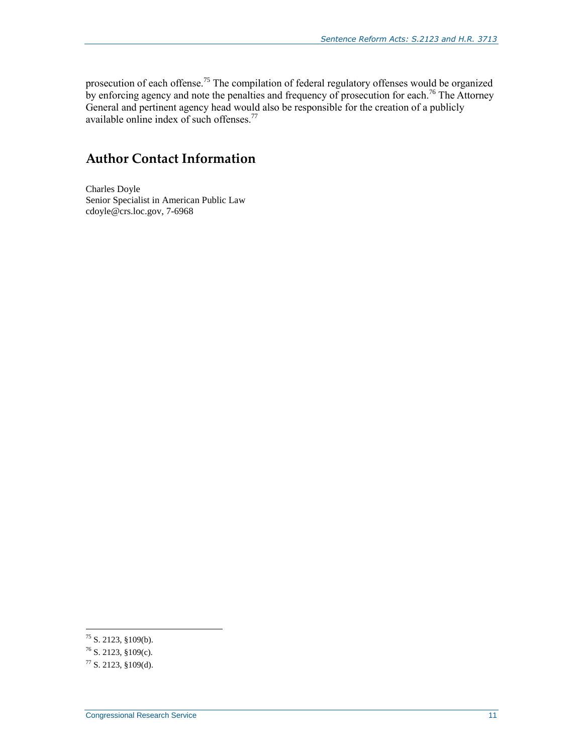prosecution of each offense.[75] The compilation of federal regulatory offenses would be organized by enforcing agency and note the penalties and frequency of prosecution for each.[76] The Attorney General and pertinent agency head would also be responsible for the creation of a publicly available online index of such offenses.[77]

## Author Contact Information

Charles Doyle
Senior Specialist in American Public Law
cdoyle@crs.loc.gov, 7-6968

---

[75] S. 2123, §109(b).

[76] S. 2123, §109(c).

[77] S. 2123, §109(d).